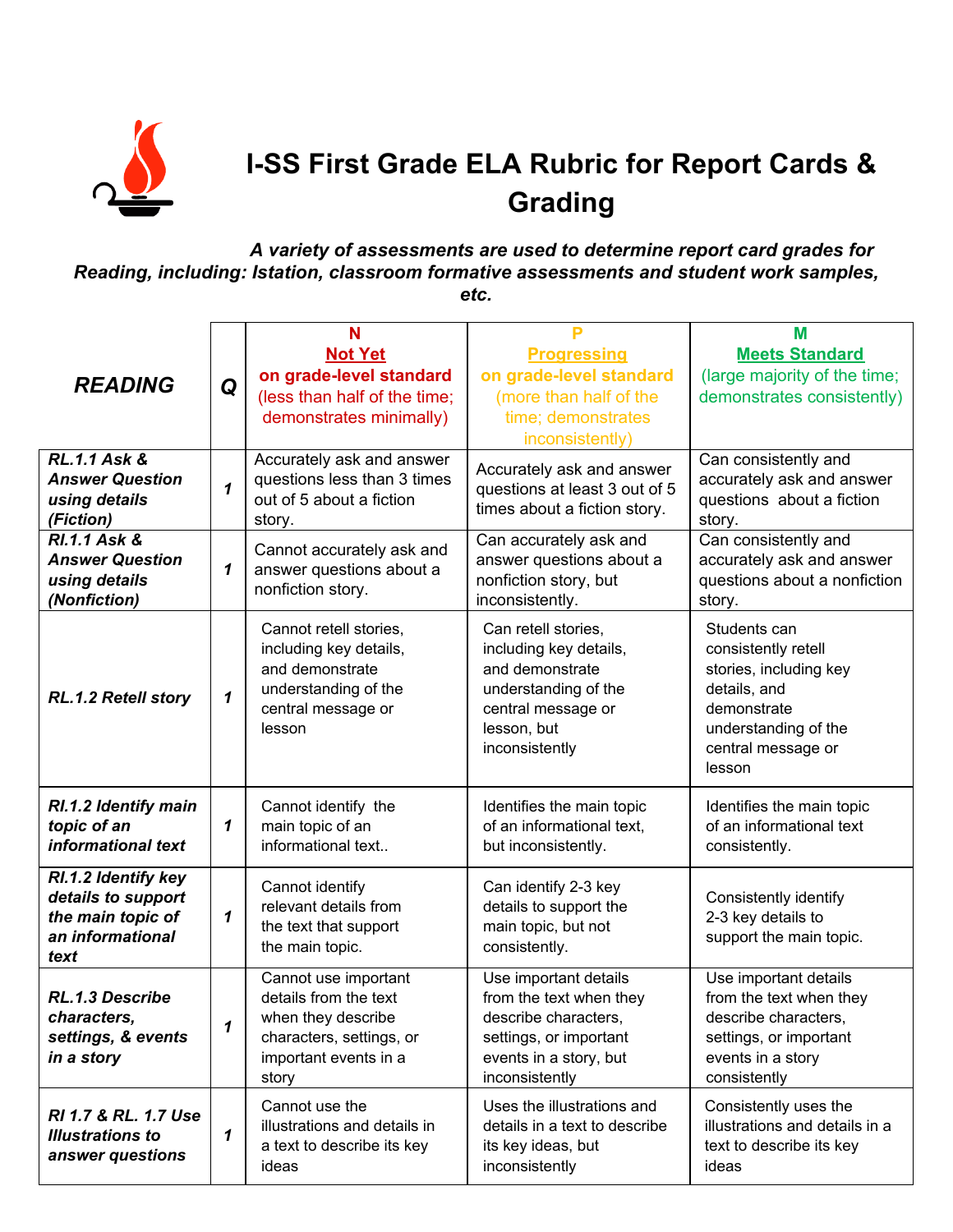# I-SS First Grade ELA Rubric for Report Cards & Grading

***A variety of assessments are used to determine report card grades for Reading, including: Istation, classroom formative assessments and student work samples, etc.***

| ***READING*** | ***Q*** | **N** **Not Yet on grade-level standard** (less than half of the time; demonstrates minimally) | **P** **Progressing on grade-level standard** (more than half of the time; demonstrates inconsistently) | **M** **Meets Standard** (large majority of the time; demonstrates consistently) |
|---|---|---|---|---|
| ***RL.1.1 Ask & Answer Question using details (Fiction)*** | ***1*** | Accurately ask and answer questions less than 3 times out of 5 about a fiction story. | Accurately ask and answer questions at least 3 out of 5 times about a fiction story. | Can consistently and accurately ask and answer questions about a fiction story. |
| ***RI.1.1 Ask & Answer Question using details (Nonfiction)*** | ***1*** | Cannot accurately ask and answer questions about a nonfiction story. | Can accurately ask and answer questions about a nonfiction story, but inconsistently. | Can consistently and accurately ask and answer questions about a nonfiction story. |
| ***RL.1.2 Retell story*** | ***1*** | Cannot retell stories, including key details, and demonstrate understanding of the central message or lesson | Can retell stories, including key details, and demonstrate understanding of the central message or lesson, but inconsistently | Students can consistently retell stories, including key details, and demonstrate understanding of the central message or lesson |
| ***RI.1.2 Identify main topic of an informational text*** | ***1*** | Cannot identify the main topic of an informational text.. | Identifies the main topic of an informational text, but inconsistently. | Identifies the main topic of an informational text consistently. |
| ***RI.1.2 Identify key details to support the main topic of an informational text*** | ***1*** | Cannot identify relevant details from the text that support the main topic. | Can identify 2-3 key details to support the main topic, but not consistently. | Consistently identify 2-3 key details to support the main topic. |
| ***RL.1.3 Describe characters, settings, & events in a story*** | ***1*** | Cannot use important details from the text when they describe characters, settings, or important events in a story | Use important details from the text when they describe characters, settings, or important events in a story, but inconsistently | Use important details from the text when they describe characters, settings, or important events in a story consistently |
| ***RI 1.7 & RL. 1.7 Use Illustrations to answer questions*** | ***1*** | Cannot use the illustrations and details in a text to describe its key ideas | Uses the illustrations and details in a text to describe its key ideas, but inconsistently | Consistently uses the illustrations and details in a text to describe its key ideas |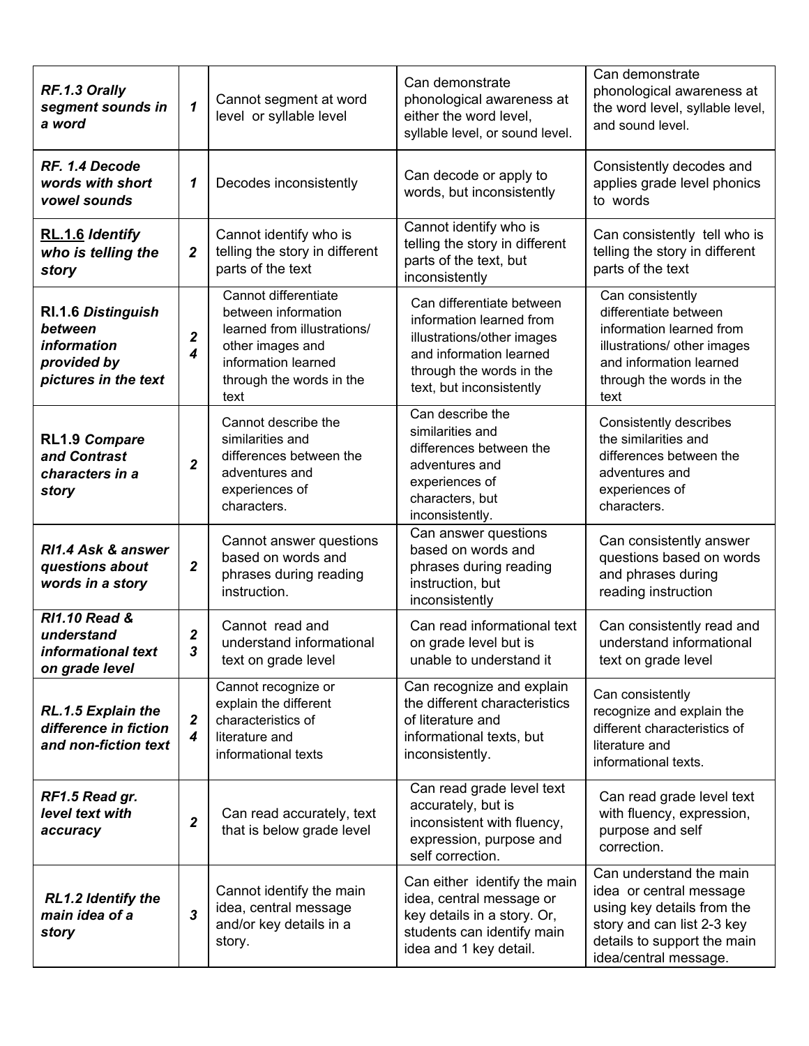| | | | | |
|---|---|---|---|---|
| ***RF.1.3 Orally segment sounds in a word*** | ***1*** | Cannot segment at word level or syllable level | Can demonstrate phonological awareness at either the word level, syllable level, or sound level. | Can demonstrate phonological awareness at the word level, syllable level, and sound level. |
| ***RF. 1.4 Decode words with short vowel sounds*** | ***1*** | Decodes inconsistently | Can decode or apply to words, but inconsistently | Consistently decodes and applies grade level phonics to words |
| **RL.1.6** ***Identify who is telling the story*** | ***2*** | Cannot identify who is telling the story in different parts of the text | Cannot identify who is telling the story in different parts of the text, but inconsistently | Can consistently tell who is telling the story in different parts of the text |
| **RI.1.6** ***Distinguish between information provided by pictures in the text*** | ***2 4*** | Cannot differentiate between information learned from illustrations/ other images and information learned through the words in the text | Can differentiate between information learned from illustrations/other images and information learned through the words in the text, but inconsistently | Can consistently differentiate between information learned from illustrations/ other images and information learned through the words in the text |
| **RL1.9** ***Compare and Contrast characters in a story*** | ***2*** | Cannot describe the similarities and differences between the adventures and experiences of characters. | Can describe the similarities and differences between the adventures and experiences of characters, but inconsistently. | Consistently describes the similarities and differences between the adventures and experiences of characters. |
| ***RI1.4 Ask & answer questions about words in a story*** | ***2*** | Cannot answer questions based on words and phrases during reading instruction. | Can answer questions based on words and phrases during reading instruction, but inconsistently | Can consistently answer questions based on words and phrases during reading instruction |
| ***RI1.10 Read & understand informational text on grade level*** | ***2 3*** | Cannot read and understand informational text on grade level | Can read informational text on grade level but is unable to understand it | Can consistently read and understand informational text on grade level |
| ***RL.1.5 Explain the difference in fiction and non-fiction text*** | ***2 4*** | Cannot recognize or explain the different characteristics of literature and informational texts | Can recognize and explain the different characteristics of literature and informational texts, but inconsistently. | Can consistently recognize and explain the different characteristics of literature and informational texts. |
| ***RF1.5 Read gr. level text with accuracy*** | ***2*** | Can read accurately, text that is below grade level | Can read grade level text accurately, but is inconsistent with fluency, expression, purpose and self correction. | Can read grade level text with fluency, expression, purpose and self correction. |
| ***RL1.2 Identify the main idea of a story*** | ***3*** | Cannot identify the main idea, central message and/or key details in a story. | Can either identify the main idea, central message or key details in a story. Or, students can identify main idea and 1 key detail. | Can understand the main idea or central message using key details from the story and can list 2-3 key details to support the main idea/central message. |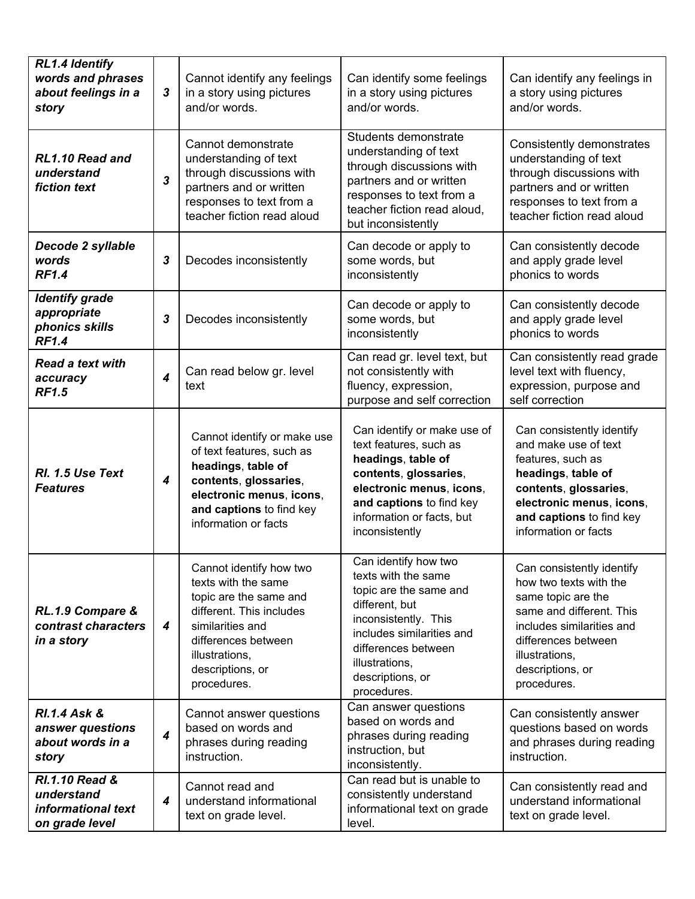| | | | | |
|---|---|---|---|---|
| ***RL1.4 Identify words and phrases about feelings in a story*** | ***3*** | Cannot identify any feelings in a story using pictures and/or words. | Can identify some feelings in a story using pictures and/or words. | Can identify any feelings in a story using pictures and/or words. |
| ***RL1.10 Read and understand fiction text*** | ***3*** | Cannot demonstrate understanding of text through discussions with partners and or written responses to text from a teacher fiction read aloud | Students demonstrate understanding of text through discussions with partners and or written responses to text from a teacher fiction read aloud, but inconsistently | Consistently demonstrates understanding of text through discussions with partners and or written responses to text from a teacher fiction read aloud |
| ***Decode 2 syllable words RF1.4*** | ***3*** | Decodes inconsistently | Can decode or apply to some words, but inconsistently | Can consistently decode and apply grade level phonics to words |
| ***Identify grade appropriate phonics skills RF1.4*** | ***3*** | Decodes inconsistently | Can decode or apply to some words, but inconsistently | Can consistently decode and apply grade level phonics to words |
| ***Read a text with accuracy RF1.5*** | ***4*** | Can read below gr. level text | Can read gr. level text, but not consistently with fluency, expression, purpose and self correction | Can consistently read grade level text with fluency, expression, purpose and self correction |
| ***RI. 1.5 Use Text Features*** | ***4*** | Cannot identify or make use of text features, such as **headings**, **table of contents**, **glossaries**, **electronic menus**, **icons**, **and captions** to find key information or facts | Can identify or make use of text features, such as **headings**, **table of contents**, **glossaries**, **electronic menus**, **icons**, **and captions** to find key information or facts, but inconsistently | Can consistently identify and make use of text features, such as **headings**, **table of contents**, **glossaries**, **electronic menus**, **icons**, **and captions** to find key information or facts |
| ***RL.1.9 Compare & contrast characters in a story*** | ***4*** | Cannot identify how two texts with the same topic are the same and different. This includes similarities and differences between illustrations, descriptions, or procedures. | Can identify how two texts with the same topic are the same and different, but inconsistently. This includes similarities and differences between illustrations, descriptions, or procedures. | Can consistently identify how two texts with the same topic are the same and different. This includes similarities and differences between illustrations, descriptions, or procedures. |
| ***RI.1.4 Ask & answer questions about words in a story*** | ***4*** | Cannot answer questions based on words and phrases during reading instruction. | Can answer questions based on words and phrases during reading instruction, but inconsistently. | Can consistently answer questions based on words and phrases during reading instruction. |
| ***RI.1.10 Read & understand informational text on grade level*** | ***4*** | Cannot read and understand informational text on grade level. | Can read but is unable to consistently understand informational text on grade level. | Can consistently read and understand informational text on grade level. |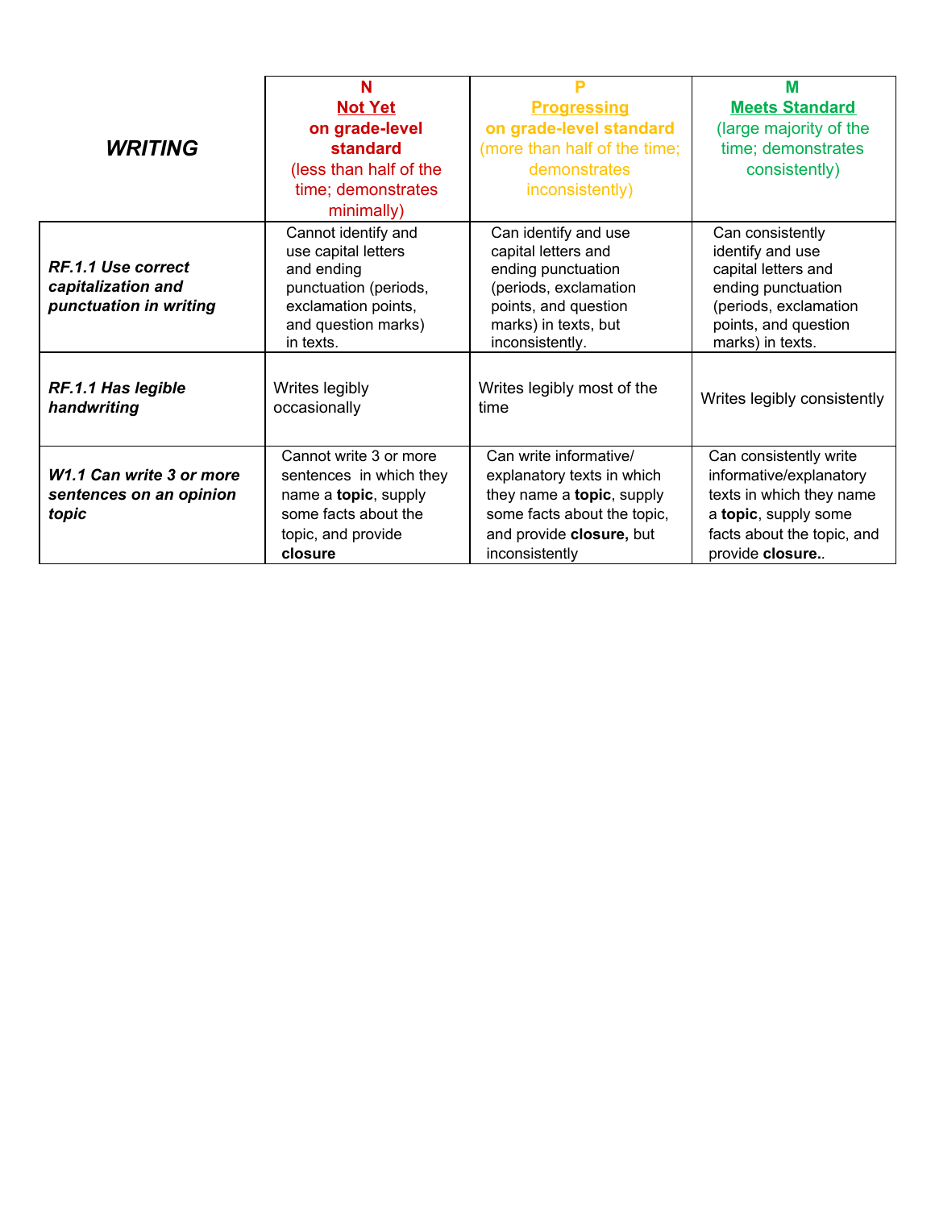| ***WRITING*** | **N** **Not Yet** **on grade-level standard** (less than half of the time; demonstrates minimally) | **P** **Progressing** **on grade-level standard** (more than half of the time; demonstrates inconsistently) | **M** **Meets Standard** (large majority of the time; demonstrates consistently) |
|---|---|---|---|
| ***RF.1.1 Use correct capitalization and punctuation in writing*** | Cannot identify and use capital letters and ending punctuation (periods, exclamation points, and question marks) in texts. | Can identify and use capital letters and ending punctuation (periods, exclamation points, and question marks) in texts, but inconsistently. | Can consistently identify and use capital letters and ending punctuation (periods, exclamation points, and question marks) in texts. |
| ***RF.1.1 Has legible handwriting*** | Writes legibly occasionally | Writes legibly most of the time | Writes legibly consistently |
| ***W1.1 Can write 3 or more sentences on an opinion topic*** | Cannot write 3 or more sentences in which they name a **topic**, supply some facts about the topic, and provide **closure** | Can write informative/ explanatory texts in which they name a **topic**, supply some facts about the topic, and provide **closure,** but inconsistently | Can consistently write informative/explanatory texts in which they name a **topic**, supply some facts about the topic, and provide **closure.**. |